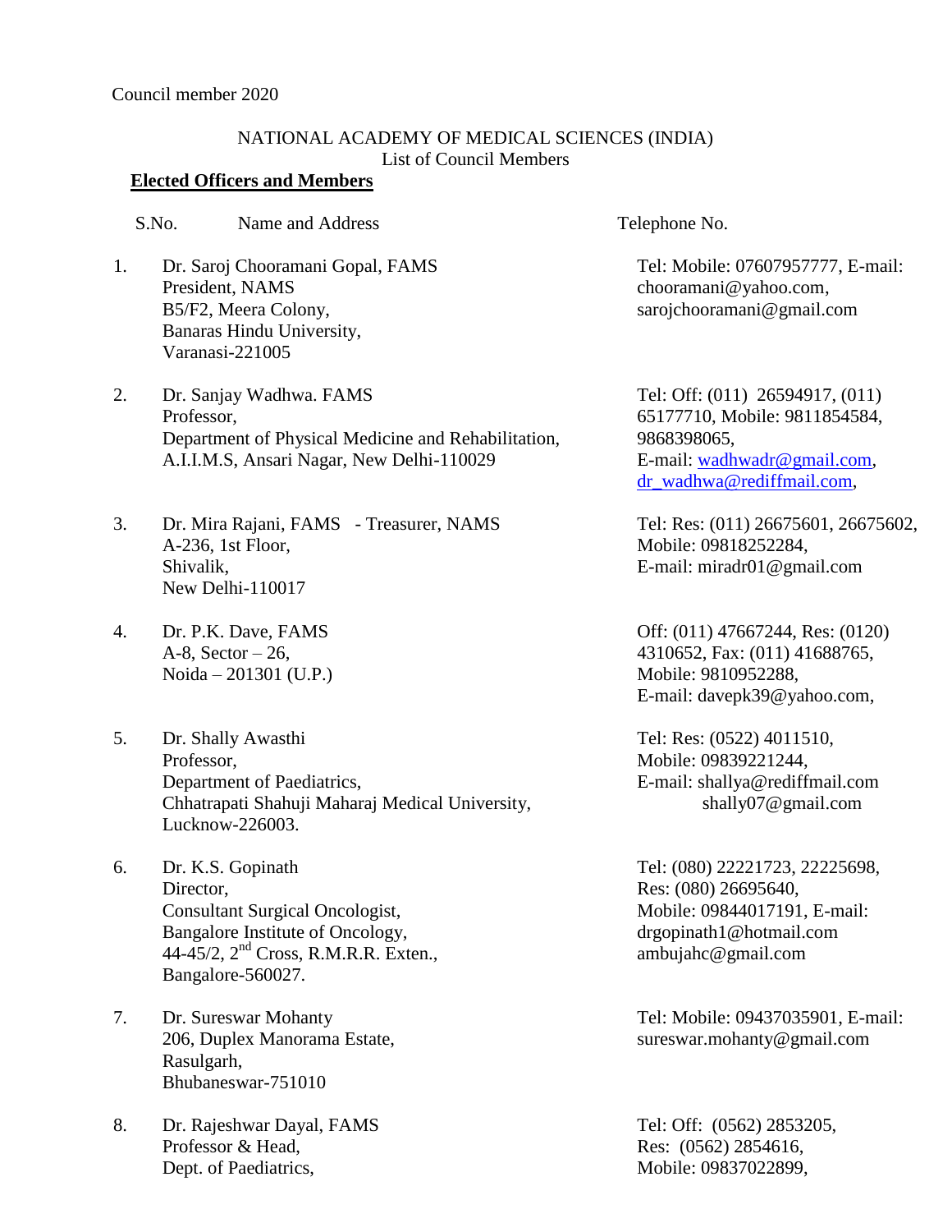Council member 2020

NATIONAL ACADEMY OF MEDICAL SCIENCES (INDIA)
List of Council Members

**Elected Officers and Members**

| S.No. | Name and Address | Telephone No. |
|---|---|---|
| 1. | Dr. Saroj Chooramani Gopal, FAMS<br>President, NAMS<br>B5/F2, Meera Colony,<br>Banaras Hindu University,<br>Varanasi-221005 | Tel: Mobile: 07607957777, E-mail: chooramani@yahoo.com, sarojchooramani@gmail.com |
| 2. | Dr. Sanjay Wadhwa. FAMS<br>Professor,<br>Department of Physical Medicine and Rehabilitation,<br>A.I.I.M.S, Ansari Nagar, New Delhi-110029 | Tel: Off: (011) 26594917, (011) 65177710, Mobile: 9811854584, 9868398065,<br>E-mail: wadhwadr@gmail.com, dr_wadhwa@rediffmail.com, |
| 3. | Dr. Mira Rajani, FAMS - Treasurer, NAMS<br>A-236, 1st Floor,<br>Shivalik,<br>New Delhi-110017 | Tel: Res: (011) 26675601, 26675602, Mobile: 09818252284,<br>E-mail: miradr01@gmail.com |
| 4. | Dr. P.K. Dave, FAMS<br>A-8, Sector – 26,<br>Noida – 201301 (U.P.) | Off: (011) 47667244, Res: (0120) 4310652, Fax: (011) 41688765, Mobile: 9810952288,<br>E-mail: davepk39@yahoo.com, |
| 5. | Dr. Shally Awasthi<br>Professor,<br>Department of Paediatrics,<br>Chhatrapati Shahuji Maharaj Medical University,<br>Lucknow-226003. | Tel: Res: (0522) 4011510,<br>Mobile: 09839221244,<br>E-mail: shallya@rediffmail.com<br>shally07@gmail.com |
| 6. | Dr. K.S. Gopinath<br>Director,<br>Consultant Surgical Oncologist,<br>Bangalore Institute of Oncology,<br>44-45/2, 2nd Cross, R.M.R.R. Exten.,<br>Bangalore-560027. | Tel: (080) 22221723, 22225698,<br>Res: (080) 26695640,<br>Mobile: 09844017191, E-mail: drgopinath1@hotmail.com<br>ambujahc@gmail.com |
| 7. | Dr. Sureswar Mohanty<br>206, Duplex Manorama Estate,<br>Rasulgarh,<br>Bhubaneswar-751010 | Tel: Mobile: 09437035901, E-mail: sureswar.mohanty@gmail.com |
| 8. | Dr. Rajeshwar Dayal, FAMS<br>Professor & Head,<br>Dept. of Paediatrics, | Tel: Off: (0562) 2853205,<br>Res: (0562) 2854616,<br>Mobile: 09837022899, |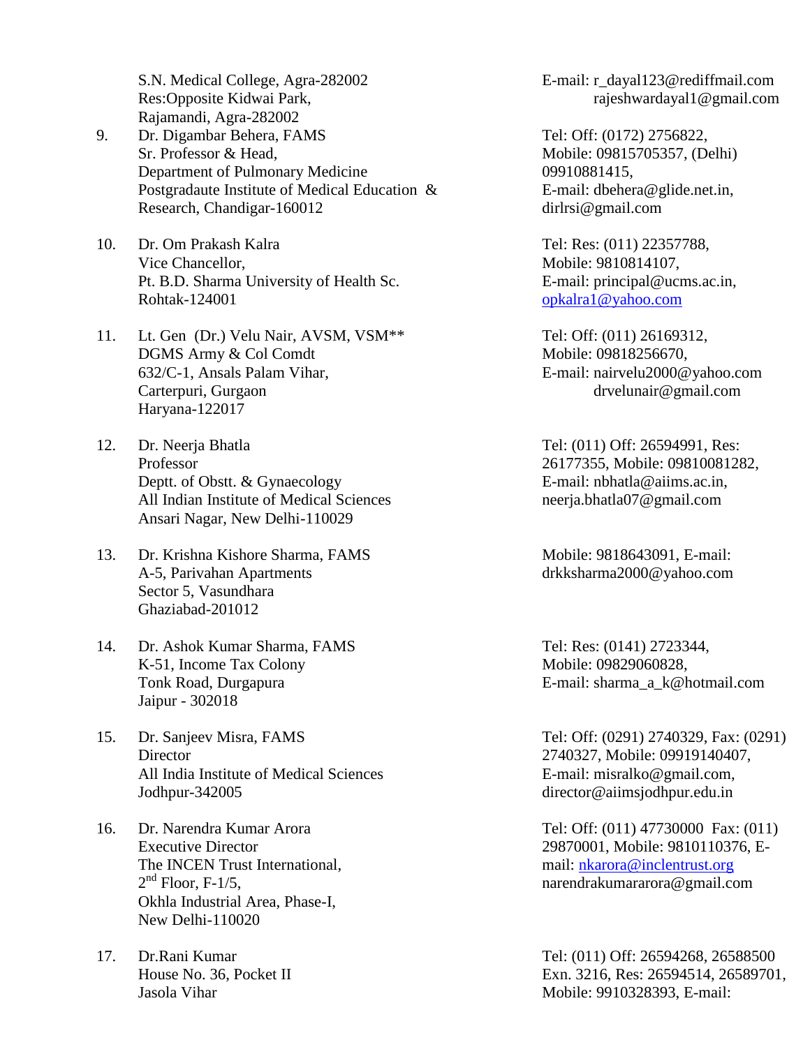| | | |
|---|---|---|
| | S.N. Medical College, Agra-282002<br>Res:Opposite Kidwai Park,<br>Rajamandi, Agra-282002 | E-mail: r_dayal123@rediffmail.com<br>rajeshwardayal1@gmail.com |
| 9. | Dr. Digambar Behera, FAMS<br>Sr. Professor & Head,<br>Department of Pulmonary Medicine<br>Postgradaute Institute of Medical Education & Research, Chandigar-160012 | Tel: Off: (0172) 2756822,<br>Mobile: 09815705357, (Delhi) 09910881415,<br>E-mail: dbehera@glide.net.in,<br>dirlrsi@gmail.com |
| 10. | Dr. Om Prakash Kalra<br>Vice Chancellor,<br>Pt. B.D. Sharma University of Health Sc.<br>Rohtak-124001 | Tel: Res: (011) 22357788,<br>Mobile: 9810814107,<br>E-mail: principal@ucms.ac.in,<br>opkalra1@yahoo.com |
| 11. | Lt. Gen (Dr.) Velu Nair, AVSM, VSM**<br>DGMS Army & Col Comdt<br>632/C-1, Ansals Palam Vihar,<br>Carterpuri, Gurgaon<br>Haryana-122017 | Tel: Off: (011) 26169312,<br>Mobile: 09818256670,<br>E-mail: nairvelu2000@yahoo.com<br>drvelunair@gmail.com |
| 12. | Dr. Neerja Bhatla<br>Professor<br>Deptt. of Obstt. & Gynaecology<br>All Indian Institute of Medical Sciences<br>Ansari Nagar, New Delhi-110029 | Tel: (011) Off: 26594991, Res: 26177355, Mobile: 09810081282,<br>E-mail: nbhatla@aiims.ac.in,<br>neerja.bhatla07@gmail.com |
| 13. | Dr. Krishna Kishore Sharma, FAMS<br>A-5, Parivahan Apartments<br>Sector 5, Vasundhara<br>Ghaziabad-201012 | Mobile: 9818643091, E-mail: drkksharma2000@yahoo.com |
| 14. | Dr. Ashok Kumar Sharma, FAMS<br>K-51, Income Tax Colony<br>Tonk Road, Durgapura<br>Jaipur - 302018 | Tel: Res: (0141) 2723344,<br>Mobile: 09829060828,<br>E-mail: sharma_a_k@hotmail.com |
| 15. | Dr. Sanjeev Misra, FAMS<br>Director<br>All India Institute of Medical Sciences<br>Jodhpur-342005 | Tel: Off: (0291) 2740329, Fax: (0291) 2740327, Mobile: 09919140407,<br>E-mail: misralko@gmail.com,<br>director@aiimsjodhpur.edu.in |
| 16. | Dr. Narendra Kumar Arora<br>Executive Director<br>The INCEN Trust International,<br>2nd Floor, F-1/5,<br>Okhla Industrial Area, Phase-I,<br>New Delhi-110020 | Tel: Off: (011) 47730000 Fax: (011) 29870001, Mobile: 9810110376, E-mail: nkarora@inclentrust.org<br>narendrakumararora@gmail.com |
| 17. | Dr.Rani Kumar<br>House No. 36, Pocket II<br>Jasola Vihar | Tel: (011) Off: 26594268, 26588500 Exn. 3216, Res: 26594514, 26589701, Mobile: 9910328393, E-mail: |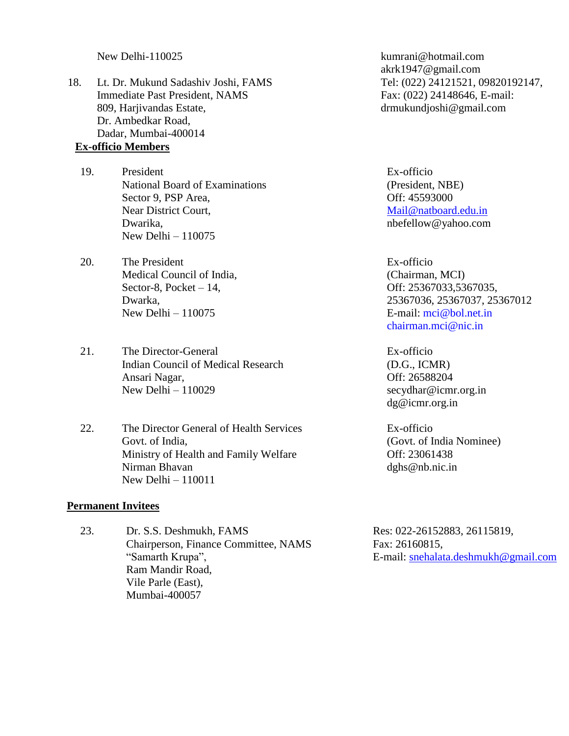New Delhi-110025

kumrani@hotmail.com
akrk1947@gmail.com

18. Lt. Dr. Mukund Sadashiv Joshi, FAMS
Immediate Past President, NAMS
809, Harjivandas Estate,
Dr. Ambedkar Road,
Dadar, Mumbai-400014

Tel: (022) 24121521, 09820192147,
Fax: (022) 24148646, E-mail:
drmukundjoshi@gmail.com

**Ex-officio Members**

19. President
National Board of Examinations
Sector 9, PSP Area,
Near District Court,
Dwarika,
New Delhi – 110075

Ex-officio
(President, NBE)
Off: 45593000
Mail@natboard.edu.in
nbefellow@yahoo.com

20. The President
Medical Council of India,
Sector-8, Pocket – 14,
Dwarka,
New Delhi – 110075

Ex-officio
(Chairman, MCI)
Off: 25367033,5367035,
25367036, 25367037, 25367012
E-mail: mci@bol.net.in
chairman.mci@nic.in

21. The Director-General
Indian Council of Medical Research
Ansari Nagar,
New Delhi – 110029

Ex-officio
(D.G., ICMR)
Off: 26588204
secydhar@icmr.org.in
dg@icmr.org.in

22. The Director General of Health Services
Govt. of India,
Ministry of Health and Family Welfare
Nirman Bhavan
New Delhi – 110011

Ex-officio
(Govt. of India Nominee)
Off: 23061438
dghs@nb.nic.in

**Permanent Invitees**

23. Dr. S.S. Deshmukh, FAMS
Chairperson, Finance Committee, NAMS
"Samarth Krupa",
Ram Mandir Road,
Vile Parle (East),
Mumbai-400057

Res: 022-26152883, 26115819,
Fax: 26160815,
E-mail: snehalata.deshmukh@gmail.com